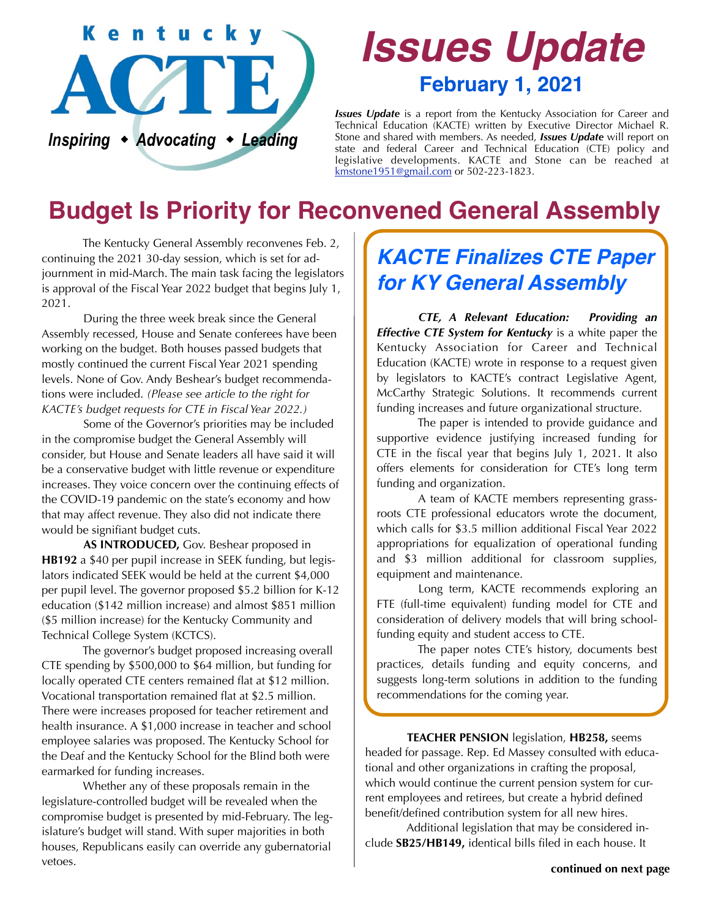Kentucky ACTE

*Inspiring ◆ Advocating ◆ Leading*

# *Issues Update*

## February 1, 2021

***Issues Update*** is a report from the Kentucky Association for Career and Technical Education (KACTE) written by Executive Director Michael R. Stone and shared with members. As needed, ***Issues Update*** will report on state and federal Career and Technical Education (CTE) policy and legislative developments. KACTE and Stone can be reached at kmstone1951@gmail.com or 502-223-1823.

# Budget Is Priority for Reconvened General Assembly

The Kentucky General Assembly reconvenes Feb. 2, continuing the 2021 30-day session, which is set for adjournment in mid-March. The main task facing the legislators is approval of the Fiscal Year 2022 budget that begins July 1, 2021.

During the three week break since the General Assembly recessed, House and Senate conferees have been working on the budget. Both houses passed budgets that mostly continued the current Fiscal Year 2021 spending levels. None of Gov. Andy Beshear's budget recommendations were included. *(Please see article to the right for KACTE's budget requests for CTE in Fiscal Year 2022.)*

Some of the Governor's priorities may be included in the compromise budget the General Assembly will consider, but House and Senate leaders all have said it will be a conservative budget with little revenue or expenditure increases. They voice concern over the continuing effects of the COVID-19 pandemic on the state's economy and how that may affect revenue. They also did not indicate there would be signifiant budget cuts.

**AS INTRODUCED,** Gov. Beshear proposed in **HB192** a $40 per pupil increase in SEEK funding, but legislators indicated SEEK would be held at the current $4,000 per pupil level. The governor proposed $5.2 billion for K-12 education ($142 million increase) and almost $851 million ($5 million increase) for the Kentucky Community and Technical College System (KCTCS).

The governor's budget proposed increasing overall CTE spending by $500,000 to $64 million, but funding for locally operated CTE centers remained flat at $12 million. Vocational transportation remained flat at $2.5 million. There were increases proposed for teacher retirement and health insurance. A $1,000 increase in teacher and school employee salaries was proposed. The Kentucky School for the Deaf and the Kentucky School for the Blind both were earmarked for funding increases.

Whether any of these proposals remain in the legislature-controlled budget will be revealed when the compromise budget is presented by mid-February. The legislature's budget will stand. With super majorities in both houses, Republicans easily can override any gubernatorial vetoes.

## *KACTE Finalizes CTE Paper for KY General Assembly*

***CTE, A Relevant Education: Providing an Effective CTE System for Kentucky*** is a white paper the Kentucky Association for Career and Technical Education (KACTE) wrote in response to a request given by legislators to KACTE's contract Legislative Agent, McCarthy Strategic Solutions. It recommends current funding increases and future organizational structure.

The paper is intended to provide guidance and supportive evidence justifying increased funding for CTE in the fiscal year that begins July 1, 2021. It also offers elements for consideration for CTE's long term funding and organization.

A team of KACTE members representing grassroots CTE professional educators wrote the document, which calls for $3.5 million additional Fiscal Year 2022 appropriations for equalization of operational funding and $3 million additional for classroom supplies, equipment and maintenance.

Long term, KACTE recommends exploring an FTE (full-time equivalent) funding model for CTE and consideration of delivery models that will bring school-funding equity and student access to CTE.

The paper notes CTE's history, documents best practices, details funding and equity concerns, and suggests long-term solutions in addition to the funding recommendations for the coming year.

**TEACHER PENSION** legislation, **HB258,** seems headed for passage. Rep. Ed Massey consulted with educational and other organizations in crafting the proposal, which would continue the current pension system for current employees and retirees, but create a hybrid defined benefit/defined contribution system for all new hires.

Additional legislation that may be considered include **SB25/HB149,** identical bills filed in each house. It

**continued on next page**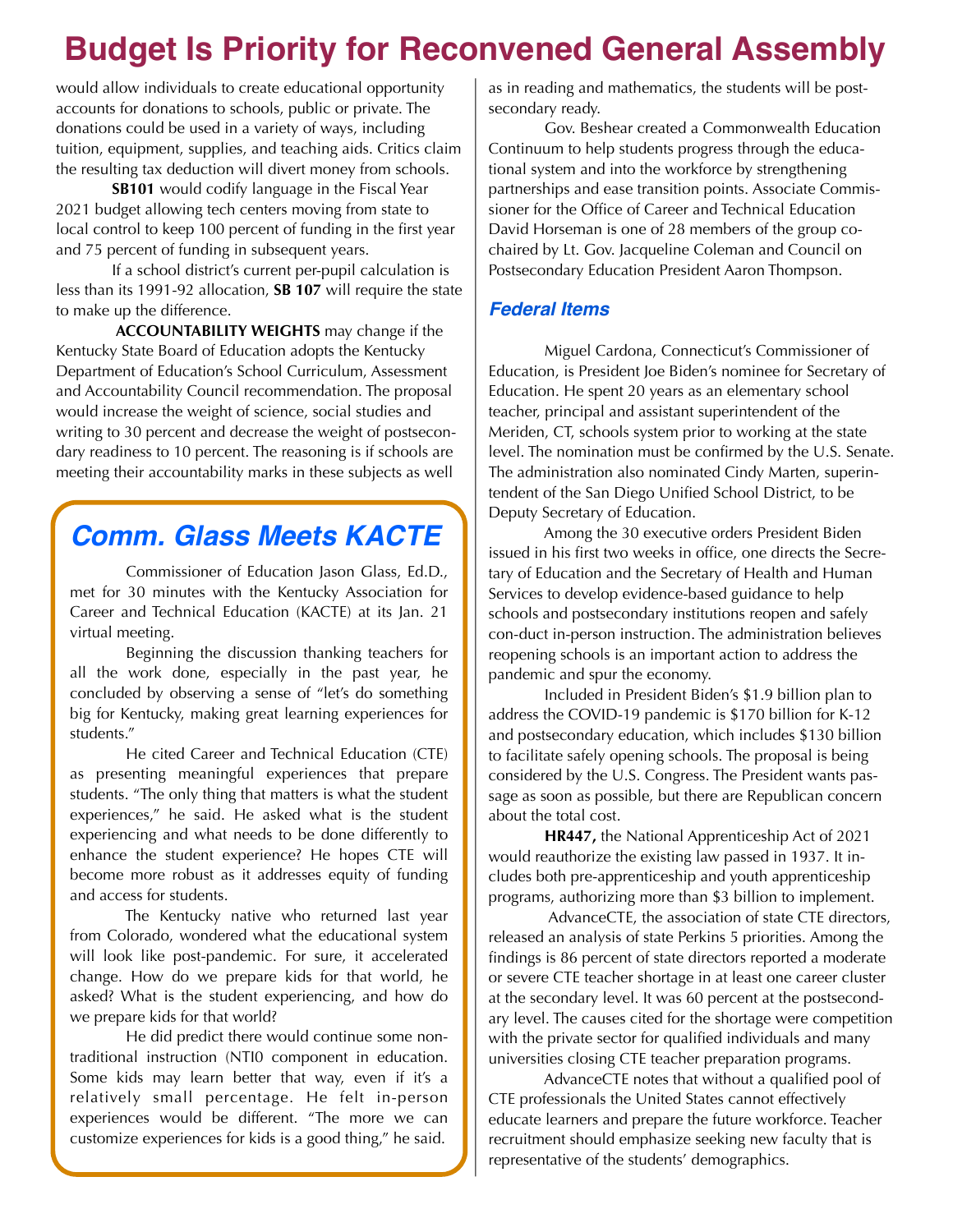# Budget Is Priority for Reconvened General Assembly

would allow individuals to create educational opportunity accounts for donations to schools, public or private. The donations could be used in a variety of ways, including tuition, equipment, supplies, and teaching aids. Critics claim the resulting tax deduction will divert money from schools.

**SB101** would codify language in the Fiscal Year 2021 budget allowing tech centers moving from state to local control to keep 100 percent of funding in the first year and 75 percent of funding in subsequent years.

If a school district's current per-pupil calculation is less than its 1991-92 allocation, **SB 107** will require the state to make up the difference.

**ACCOUNTABILITY WEIGHTS** may change if the Kentucky State Board of Education adopts the Kentucky Department of Education's School Curriculum, Assessment and Accountability Council recommendation. The proposal would increase the weight of science, social studies and writing to 30 percent and decrease the weight of postsecondary readiness to 10 percent. The reasoning is if schools are meeting their accountability marks in these subjects as well as in reading and mathematics, the students will be postsecondary ready.

Gov. Beshear created a Commonwealth Education Continuum to help students progress through the educational system and into the workforce by strengthening partnerships and ease transition points. Associate Commissioner for the Office of Career and Technical Education David Horseman is one of 28 members of the group cochaired by Lt. Gov. Jacqueline Coleman and Council on Postsecondary Education President Aaron Thompson.

## Comm. Glass Meets KACTE

Commissioner of Education Jason Glass, Ed.D., met for 30 minutes with the Kentucky Association for Career and Technical Education (KACTE) at its Jan. 21 virtual meeting.

Beginning the discussion thanking teachers for all the work done, especially in the past year, he concluded by observing a sense of "let's do something big for Kentucky, making great learning experiences for students."

He cited Career and Technical Education (CTE) as presenting meaningful experiences that prepare students. "The only thing that matters is what the student experiences," he said. He asked what is the student experiencing and what needs to be done differently to enhance the student experience? He hopes CTE will become more robust as it addresses equity of funding and access for students.

The Kentucky native who returned last year from Colorado, wondered what the educational system will look like post-pandemic. For sure, it accelerated change. How do we prepare kids for that world, he asked? What is the student experiencing, and how do we prepare kids for that world?

He did predict there would continue some nontraditional instruction (NTI0 component in education. Some kids may learn better that way, even if it's a relatively small percentage. He felt in-person experiences would be different. "The more we can customize experiences for kids is a good thing," he said.

### Federal Items

Miguel Cardona, Connecticut's Commissioner of Education, is President Joe Biden's nominee for Secretary of Education. He spent 20 years as an elementary school teacher, principal and assistant superintendent of the Meriden, CT, schools system prior to working at the state level. The nomination must be confirmed by the U.S. Senate. The administration also nominated Cindy Marten, superintendent of the San Diego Unified School District, to be Deputy Secretary of Education.

Among the 30 executive orders President Biden issued in his first two weeks in office, one directs the Secretary of Education and the Secretary of Health and Human Services to develop evidence-based guidance to help schools and postsecondary institutions reopen and safely con-duct in-person instruction. The administration believes reopening schools is an important action to address the pandemic and spur the economy.

Included in President Biden's $1.9 billion plan to address the COVID-19 pandemic is $170 billion for K-12 and postsecondary education, which includes $130 billion to facilitate safely opening schools. The proposal is being considered by the U.S. Congress. The President wants passage as soon as possible, but there are Republican concern about the total cost.

**HR447,** the National Apprenticeship Act of 2021 would reauthorize the existing law passed in 1937. It includes both pre-apprenticeship and youth apprenticeship programs, authorizing more than $3 billion to implement.

AdvanceCTE, the association of state CTE directors, released an analysis of state Perkins 5 priorities. Among the findings is 86 percent of state directors reported a moderate or severe CTE teacher shortage in at least one career cluster at the secondary level. It was 60 percent at the postsecondary level. The causes cited for the shortage were competition with the private sector for qualified individuals and many universities closing CTE teacher preparation programs.

AdvanceCTE notes that without a qualified pool of CTE professionals the United States cannot effectively educate learners and prepare the future workforce. Teacher recruitment should emphasize seeking new faculty that is representative of the students' demographics.